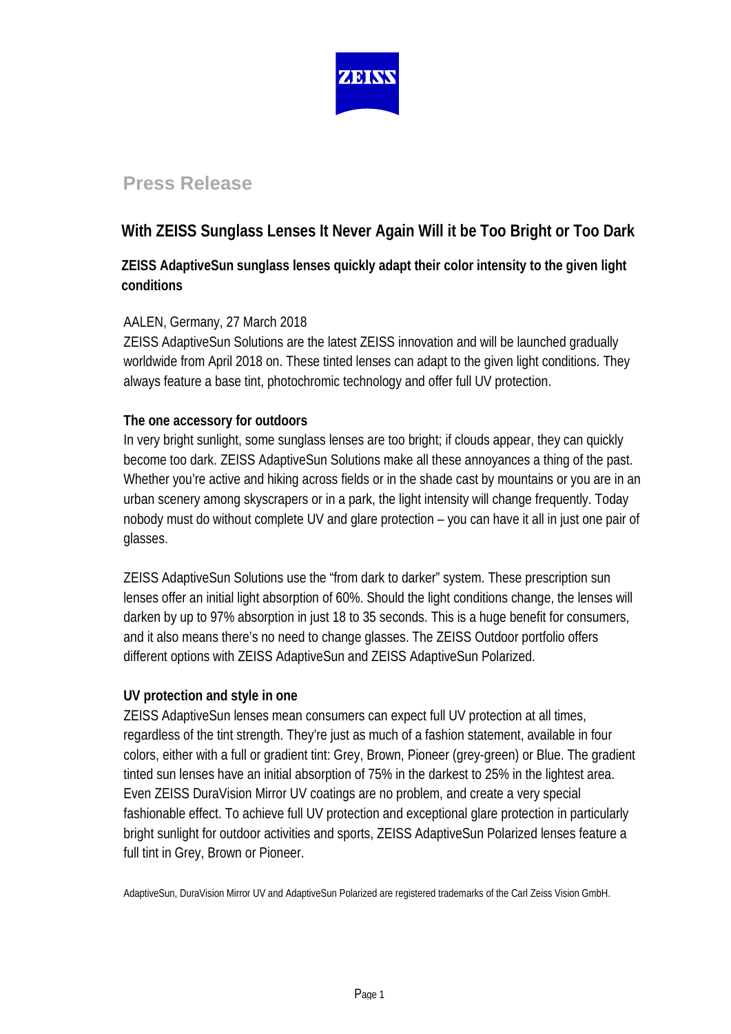ZEISS

# Press Release

## With ZEISS Sunglass Lenses It Never Again Will it be Too Bright or Too Dark

### ZEISS AdaptiveSun sunglass lenses quickly adapt their color intensity to the given light conditions

AALEN, Germany, 27 March 2018

ZEISS AdaptiveSun Solutions are the latest ZEISS innovation and will be launched gradually worldwide from April 2018 on. These tinted lenses can adapt to the given light conditions. They always feature a base tint, photochromic technology and offer full UV protection.

**The one accessory for outdoors**

In very bright sunlight, some sunglass lenses are too bright; if clouds appear, they can quickly become too dark. ZEISS AdaptiveSun Solutions make all these annoyances a thing of the past. Whether you're active and hiking across fields or in the shade cast by mountains or you are in an urban scenery among skyscrapers or in a park, the light intensity will change frequently. Today nobody must do without complete UV and glare protection – you can have it all in just one pair of glasses.

ZEISS AdaptiveSun Solutions use the "from dark to darker" system. These prescription sun lenses offer an initial light absorption of 60%. Should the light conditions change, the lenses will darken by up to 97% absorption in just 18 to 35 seconds. This is a huge benefit for consumers, and it also means there's no need to change glasses. The ZEISS Outdoor portfolio offers different options with ZEISS AdaptiveSun and ZEISS AdaptiveSun Polarized.

**UV protection and style in one**

ZEISS AdaptiveSun lenses mean consumers can expect full UV protection at all times, regardless of the tint strength. They're just as much of a fashion statement, available in four colors, either with a full or gradient tint: Grey, Brown, Pioneer (grey-green) or Blue. The gradient tinted sun lenses have an initial absorption of 75% in the darkest to 25% in the lightest area. Even ZEISS DuraVision Mirror UV coatings are no problem, and create a very special fashionable effect. To achieve full UV protection and exceptional glare protection in particularly bright sunlight for outdoor activities and sports, ZEISS AdaptiveSun Polarized lenses feature a full tint in Grey, Brown or Pioneer.

AdaptiveSun, DuraVision Mirror UV and AdaptiveSun Polarized are registered trademarks of the Carl Zeiss Vision GmbH.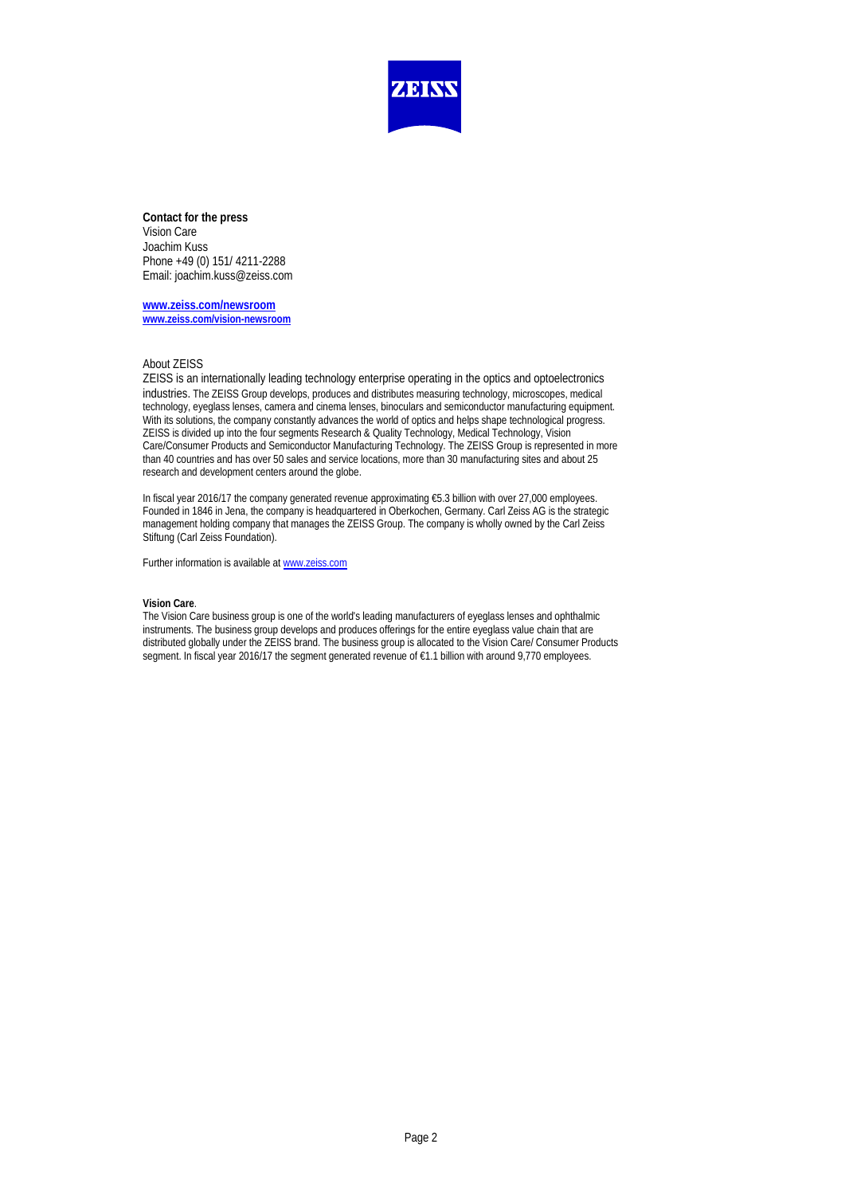**Contact for the press**
Vision Care
Joachim Kuss
Phone +49 (0) 151/ 4211-2288
Email: joachim.kuss@zeiss.com

**www.zeiss.com/newsroom**
**www.zeiss.com/vision-newsroom**

About ZEISS

ZEISS is an internationally leading technology enterprise operating in the optics and optoelectronics industries. The ZEISS Group develops, produces and distributes measuring technology, microscopes, medical technology, eyeglass lenses, camera and cinema lenses, binoculars and semiconductor manufacturing equipment. With its solutions, the company constantly advances the world of optics and helps shape technological progress. ZEISS is divided up into the four segments Research & Quality Technology, Medical Technology, Vision Care/Consumer Products and Semiconductor Manufacturing Technology. The ZEISS Group is represented in more than 40 countries and has over 50 sales and service locations, more than 30 manufacturing sites and about 25 research and development centers around the globe.

In fiscal year 2016/17 the company generated revenue approximating €5.3 billion with over 27,000 employees. Founded in 1846 in Jena, the company is headquartered in Oberkochen, Germany. Carl Zeiss AG is the strategic management holding company that manages the ZEISS Group. The company is wholly owned by the Carl Zeiss Stiftung (Carl Zeiss Foundation).

Further information is available at www.zeiss.com

**Vision Care**.

The Vision Care business group is one of the world's leading manufacturers of eyeglass lenses and ophthalmic instruments. The business group develops and produces offerings for the entire eyeglass value chain that are distributed globally under the ZEISS brand. The business group is allocated to the Vision Care/ Consumer Products segment. In fiscal year 2016/17 the segment generated revenue of €1.1 billion with around 9,770 employees.